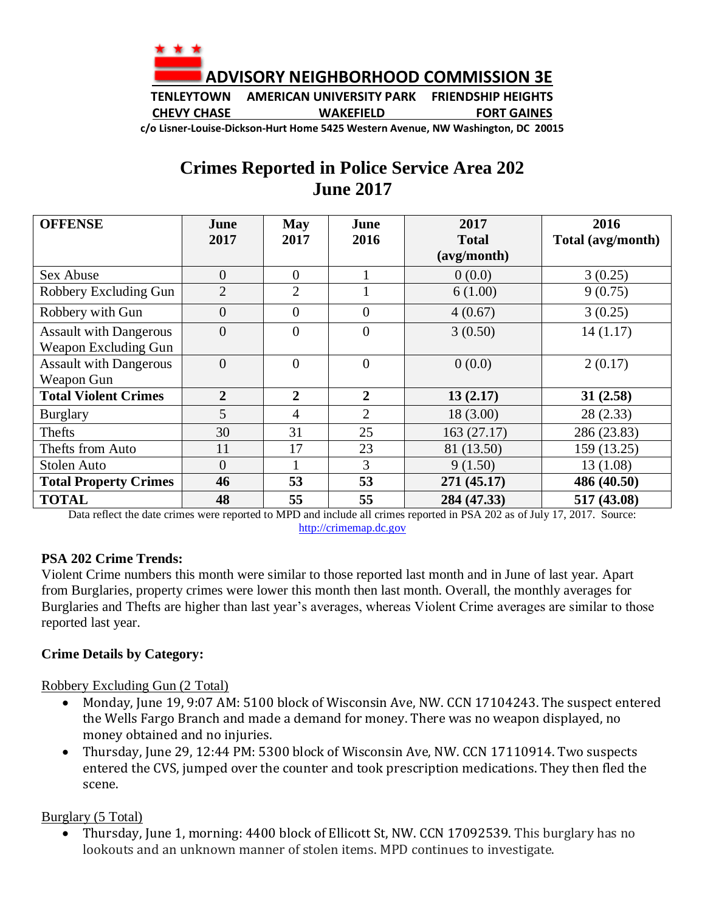# ADVISORY NEIGHBORHOOD COMMISSION 3E

TENLEYTOWN AMERICAN UNIVERSITY PARK FRIENDSHIP HEIGHTS
CHEVY CHASE WAKEFIELD FORT GAINES

c/o Lisner-Louise-Dickson-Hurt Home 5425 Western Avenue, NW Washington, DC 20015

## Crimes Reported in Police Service Area 202
## June 2017

| OFFENSE | June 2017 | May 2017 | June 2016 | 2017 Total (avg/month) | 2016 Total (avg/month) |
|---|---|---|---|---|---|
| Sex Abuse | 0 | 0 | 1 | 0 (0.0) | 3 (0.25) |
| Robbery Excluding Gun | 2 | 2 | 1 | 6 (1.00) | 9 (0.75) |
| Robbery with Gun | 0 | 0 | 0 | 4 (0.67) | 3 (0.25) |
| Assault with Dangerous Weapon Excluding Gun | 0 | 0 | 0 | 3 (0.50) | 14 (1.17) |
| Assault with Dangerous Weapon Gun | 0 | 0 | 0 | 0 (0.0) | 2 (0.17) |
| **Total Violent Crimes** | **2** | **2** | **2** | **13 (2.17)** | **31 (2.58)** |
| Burglary | 5 | 4 | 2 | 18 (3.00) | 28 (2.33) |
| Thefts | 30 | 31 | 25 | 163 (27.17) | 286 (23.83) |
| Thefts from Auto | 11 | 17 | 23 | 81 (13.50) | 159 (13.25) |
| Stolen Auto | 0 | 1 | 3 | 9 (1.50) | 13 (1.08) |
| **Total Property Crimes** | **46** | **53** | **53** | **271 (45.17)** | **486 (40.50)** |
| **TOTAL** | **48** | **55** | **55** | **284 (47.33)** | **517 (43.08)** |

Data reflect the date crimes were reported to MPD and include all crimes reported in PSA 202 as of July 17, 2017. Source: http://crimemap.dc.gov

**PSA 202 Crime Trends:**

Violent Crime numbers this month were similar to those reported last month and in June of last year. Apart from Burglaries, property crimes were lower this month then last month. Overall, the monthly averages for Burglaries and Thefts are higher than last year's averages, whereas Violent Crime averages are similar to those reported last year.

**Crime Details by Category:**

Robbery Excluding Gun (2 Total)

- Monday, June 19, 9:07 AM: 5100 block of Wisconsin Ave, NW. CCN 17104243. The suspect entered the Wells Fargo Branch and made a demand for money. There was no weapon displayed, no money obtained and no injuries.
- Thursday, June 29, 12:44 PM: 5300 block of Wisconsin Ave, NW. CCN 17110914. Two suspects entered the CVS, jumped over the counter and took prescription medications. They then fled the scene.

Burglary (5 Total)

- Thursday, June 1, morning: 4400 block of Ellicott St, NW. CCN 17092539. This burglary has no lookouts and an unknown manner of stolen items. MPD continues to investigate.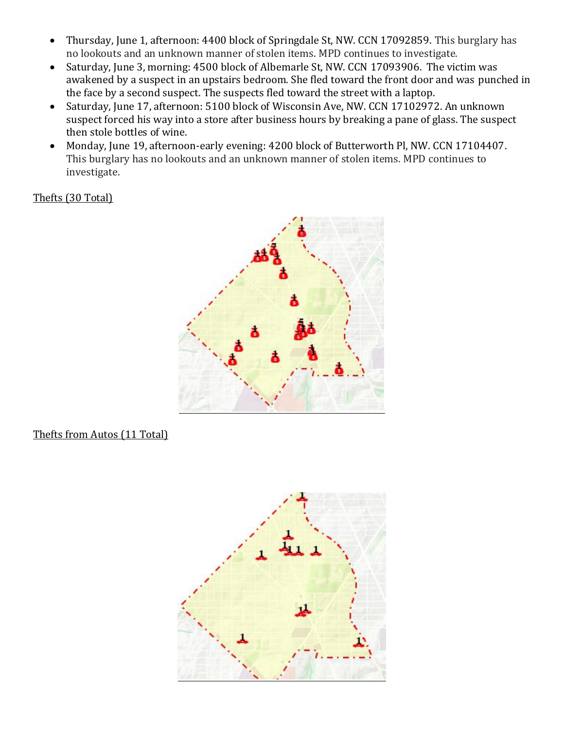- Thursday, June 1, afternoon: 4400 block of Springdale St, NW. CCN 17092859. This burglary has no lookouts and an unknown manner of stolen items. MPD continues to investigate.
- Saturday, June 3, morning: 4500 block of Albemarle St, NW. CCN 17093906. The victim was awakened by a suspect in an upstairs bedroom. She fled toward the front door and was punched in the face by a second suspect. The suspects fled toward the street with a laptop.
- Saturday, June 17, afternoon: 5100 block of Wisconsin Ave, NW. CCN 17102972. An unknown suspect forced his way into a store after business hours by breaking a pane of glass. The suspect then stole bottles of wine.
- Monday, June 19, afternoon-early evening: 4200 block of Butterworth Pl, NW. CCN 17104407. This burglary has no lookouts and an unknown manner of stolen items. MPD continues to investigate.

Thefts (30 Total)

Thefts from Autos (11 Total)